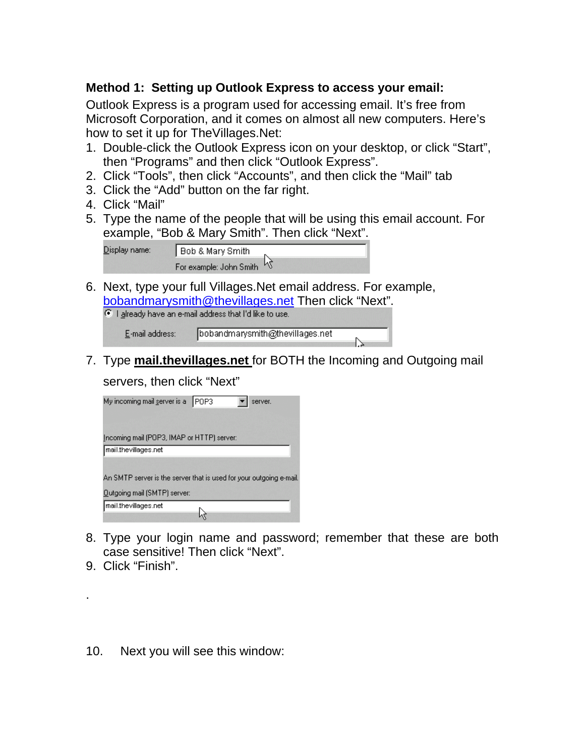**Method 1: Setting up Outlook Express to access your email:**

Outlook Express is a program used for accessing email. It's free from Microsoft Corporation, and it comes on almost all new computers. Here's how to set it up for TheVillages.Net:

1. Double-click the Outlook Express icon on your desktop, or click "Start", then "Programs" and then click "Outlook Express".
2. Click "Tools", then click "Accounts", and then click the "Mail" tab
3. Click the "Add" button on the far right.
4. Click "Mail"
5. Type the name of the people that will be using this email account. For example, "Bob & Mary Smith". Then click "Next".

   Display name: Bob & Mary Smith

   For example: John Smith

6. Next, type your full Villages.Net email address. For example, bobandmarysmith@thevillages.net Then click "Next".

   I already have an e-mail address that I'd like to use.

   E-mail address: bobandmarysmith@thevillages.net

7. Type **mail.thevillages.net** for BOTH the Incoming and Outgoing mail servers, then click "Next"

   My incoming mail server is a POP3 server.

   Incoming mail (POP3, IMAP or HTTP) server: mail.thevillages.net

   An SMTP server is the server that is used for your outgoing e-mail.

   Outgoing mail (SMTP) server: mail.thevillages.net

8. Type your login name and password; remember that these are both case sensitive! Then click "Next".
9. Click "Finish".

.

10. Next you will see this window: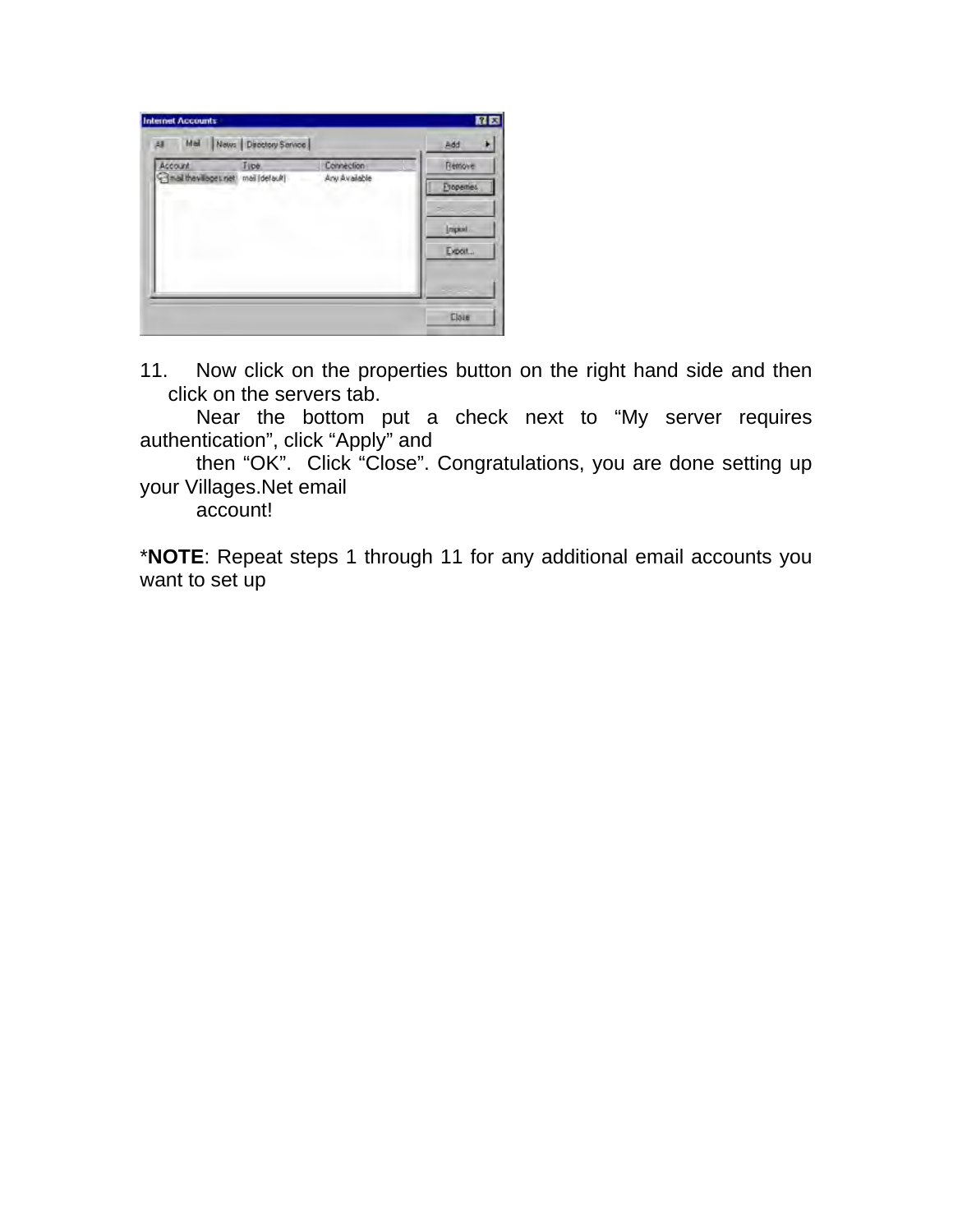11. Now click on the properties button on the right hand side and then click on the servers tab. Near the bottom put a check next to “My server requires authentication”, click “Apply” and then “OK”. Click “Close”. Congratulations, you are done setting up your Villages.Net email account!

**\*NOTE**: Repeat steps 1 through 11 for any additional email accounts you want to set up